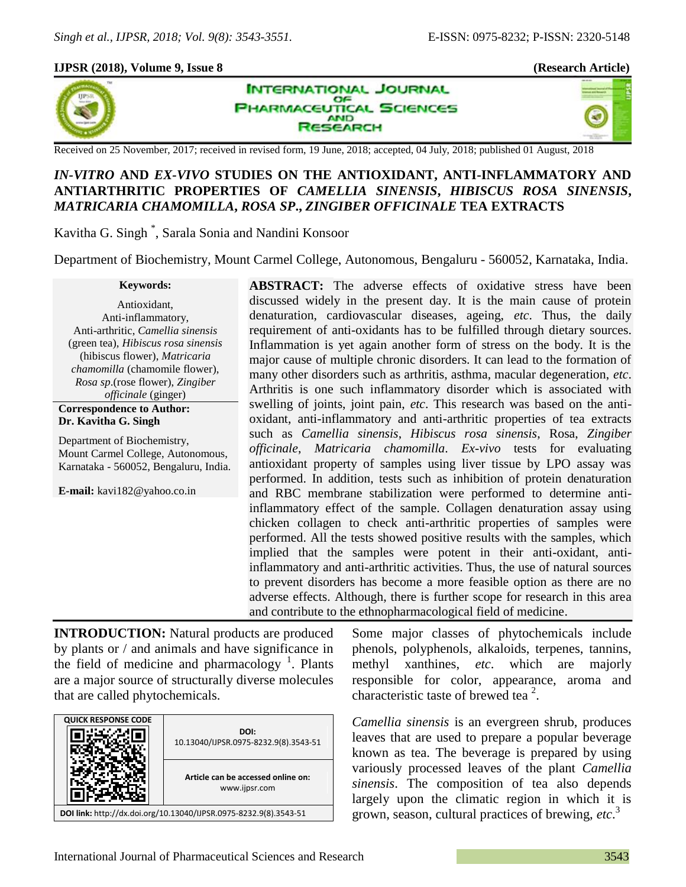**IJPSR (2018), Volume 9, Issue 8** **(Research Article)**

Received on 25 November, 2017; received in revised form, 19 June, 2018; accepted, 04 July, 2018; published 01 August, 2018

# *IN-VITRO* AND *EX-VIVO* STUDIES ON THE ANTIOXIDANT, ANTI-INFLAMMATORY AND ANTIARTHRITIC PROPERTIES OF *CAMELLIA SINENSIS*, *HIBISCUS ROSA SINENSIS*, *MATRICARIA CHAMOMILLA*, *ROSA SP.*, *ZINGIBER OFFICINALE* TEA EXTRACTS

Kavitha G. Singh [*], Sarala Sonia and Nandini Konsoor

Department of Biochemistry, Mount Carmel College, Autonomous, Bengaluru - 560052, Karnataka, India.

**Keywords:**

Antioxidant, Anti-inflammatory, Anti-arthritic, *Camellia sinensis* (green tea), *Hibiscus rosa sinensis* (hibiscus flower), *Matricaria chamomilla* (chamomile flower), *Rosa sp.*(rose flower), *Zingiber officinale* (ginger)

**Correspondence to Author:**
**Dr. Kavitha G. Singh**

Department of Biochemistry, Mount Carmel College, Autonomous, Karnataka - 560052, Bengaluru, India.

**E-mail:** kavi182@yahoo.co.in

**ABSTRACT:** The adverse effects of oxidative stress have been discussed widely in the present day. It is the main cause of protein denaturation, cardiovascular diseases, ageing, *etc*. Thus, the daily requirement of anti-oxidants has to be fulfilled through dietary sources. Inflammation is yet again another form of stress on the body. It is the major cause of multiple chronic disorders. It can lead to the formation of many other disorders such as arthritis, asthma, macular degeneration, *etc*. Arthritis is one such inflammatory disorder which is associated with swelling of joints, joint pain, *etc*. This research was based on the anti-oxidant, anti-inflammatory and anti-arthritic properties of tea extracts such as *Camellia sinensis*, *Hibiscus rosa sinensis*, Rosa, *Zingiber officinale*, *Matricaria chamomilla*. *Ex-vivo* tests for evaluating antioxidant property of samples using liver tissue by LPO assay was performed. In addition, tests such as inhibition of protein denaturation and RBC membrane stabilization were performed to determine anti-inflammatory effect of the sample. Collagen denaturation assay using chicken collagen to check anti-arthritic properties of samples were performed. All the tests showed positive results with the samples, which implied that the samples were potent in their anti-oxidant, anti-inflammatory and anti-arthritic activities. Thus, the use of natural sources to prevent disorders has become a more feasible option as there are no adverse effects. Although, there is further scope for research in this area and contribute to the ethnopharmacological field of medicine.

| QUICK RESPONSE CODE | |
|---|---|
| | **DOI:** 10.13040/IJPSR.0975-8232.9(8).3543-51 |
| | **Article can be accessed online on:** www.ijpsr.com |

**DOI link:** http://dx.doi.org/10.13040/IJPSR.0975-8232.9(8).3543-51

**INTRODUCTION:** Natural products are produced by plants or / and animals and have significance in the field of medicine and pharmacology [1]. Plants are a major source of structurally diverse molecules that are called phytochemicals.

Some major classes of phytochemicals include phenols, polyphenols, alkaloids, terpenes, tannins, methyl xanthines, *etc*. which are majorly responsible for color, appearance, aroma and characteristic taste of brewed tea [2].

*Camellia sinensis* is an evergreen shrub, produces leaves that are used to prepare a popular beverage known as tea. The beverage is prepared by using variously processed leaves of the plant *Camellia sinensis*. The composition of tea also depends largely upon the climatic region in which it is grown, season, cultural practices of brewing, *etc*.[3]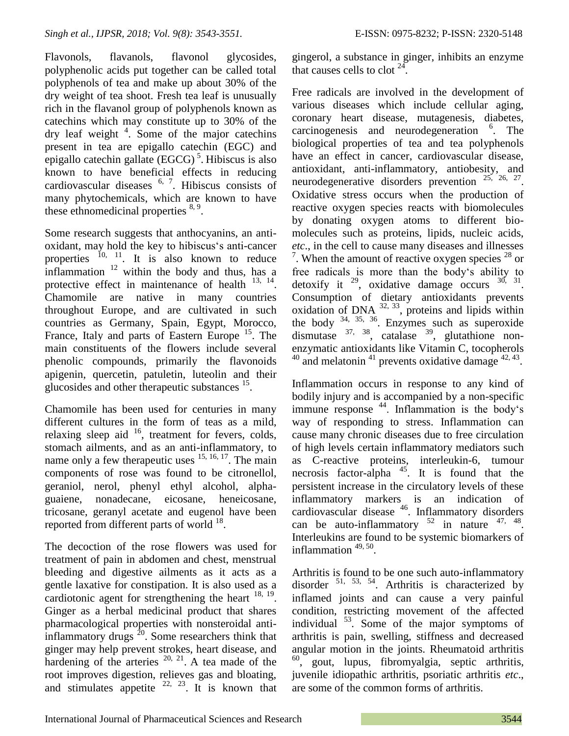Flavonols, flavanols, flavonol glycosides, polyphenolic acids put together can be called total polyphenols of tea and make up about 30% of the dry weight of tea shoot. Fresh tea leaf is unusually rich in the flavanol group of polyphenols known as catechins which may constitute up to 30% of the dry leaf weight [4]. Some of the major catechins present in tea are epigallo catechin (EGC) and epigallo catechin gallate (EGCG) [5]. Hibiscus is also known to have beneficial effects in reducing cardiovascular diseases [6, 7]. Hibiscus consists of many phytochemicals, which are known to have these ethnomedicinal properties [8, 9].

Some research suggests that anthocyanins, an anti-oxidant, may hold the key to hibiscus's anti-cancer properties [10, 11]. It is also known to reduce inflammation [12] within the body and thus, has a protective effect in maintenance of health [13, 14]. Chamomile are native in many countries throughout Europe, and are cultivated in such countries as Germany, Spain, Egypt, Morocco, France, Italy and parts of Eastern Europe [15]. The main constituents of the flowers include several phenolic compounds, primarily the flavonoids apigenin, quercetin, patuletin, luteolin and their glucosides and other therapeutic substances [15].

Chamomile has been used for centuries in many different cultures in the form of teas as a mild, relaxing sleep aid [16], treatment for fevers, colds, stomach ailments, and as an anti-inflammatory, to name only a few therapeutic uses [15, 16, 17]. The main components of rose was found to be citronellol, geraniol, nerol, phenyl ethyl alcohol, alpha-guaiene, nonadecane, eicosane, heneicosane, tricosane, geranyl acetate and eugenol have been reported from different parts of world [18].

The decoction of the rose flowers was used for treatment of pain in abdomen and chest, menstrual bleeding and digestive ailments as it acts as a gentle laxative for constipation. It is also used as a cardiotonic agent for strengthening the heart [18, 19]. Ginger as a herbal medicinal product that shares pharmacological properties with nonsteroidal anti-inflammatory drugs [20]. Some researchers think that ginger may help prevent strokes, heart disease, and hardening of the arteries [20, 21]. A tea made of the root improves digestion, relieves gas and bloating, and stimulates appetite [22, 23]. It is known that gingerol, a substance in ginger, inhibits an enzyme that causes cells to clot [24].

Free radicals are involved in the development of various diseases which include cellular aging, coronary heart disease, mutagenesis, diabetes, carcinogenesis and neurodegeneration [6]. The biological properties of tea and tea polyphenols have an effect in cancer, cardiovascular disease, antioxidant, anti-inflammatory, antiobesity, and neurodegenerative disorders prevention [25, 26, 27]. Oxidative stress occurs when the production of reactive oxygen species reacts with biomolecules by donating oxygen atoms to different bio-molecules such as proteins, lipids, nucleic acids, *etc*., in the cell to cause many diseases and illnesses [7]. When the amount of reactive oxygen species [28] or free radicals is more than the body's ability to detoxify it [29], oxidative damage occurs [30, 31]. Consumption of dietary antioxidants prevents oxidation of DNA [32, 33], proteins and lipids within the body [34, 35, 36]. Enzymes such as superoxide dismutase [37, 38], catalase [39], glutathione non-enzymatic antioxidants like Vitamin C, tocopherols [40] and melatonin [41] prevents oxidative damage [42, 43].

Inflammation occurs in response to any kind of bodily injury and is accompanied by a non-specific immune response [44]. Inflammation is the body's way of responding to stress. Inflammation can cause many chronic diseases due to free circulation of high levels certain inflammatory mediators such as C-reactive proteins, interleukin-6, tumour necrosis factor-alpha [45]. It is found that the persistent increase in the circulatory levels of these inflammatory markers is an indication of cardiovascular disease [46]. Inflammatory disorders can be auto-inflammatory [52] in nature [47, 48]. Interleukins are found to be systemic biomarkers of inflammation [49, 50].

Arthritis is found to be one such auto-inflammatory disorder [51, 53, 54]. Arthritis is characterized by inflamed joints and can cause a very painful condition, restricting movement of the affected individual [53]. Some of the major symptoms of arthritis is pain, swelling, stiffness and decreased angular motion in the joints. Rheumatoid arthritis [60], gout, lupus, fibromyalgia, septic arthritis, juvenile idiopathic arthritis, psoriatic arthritis *etc*., are some of the common forms of arthritis.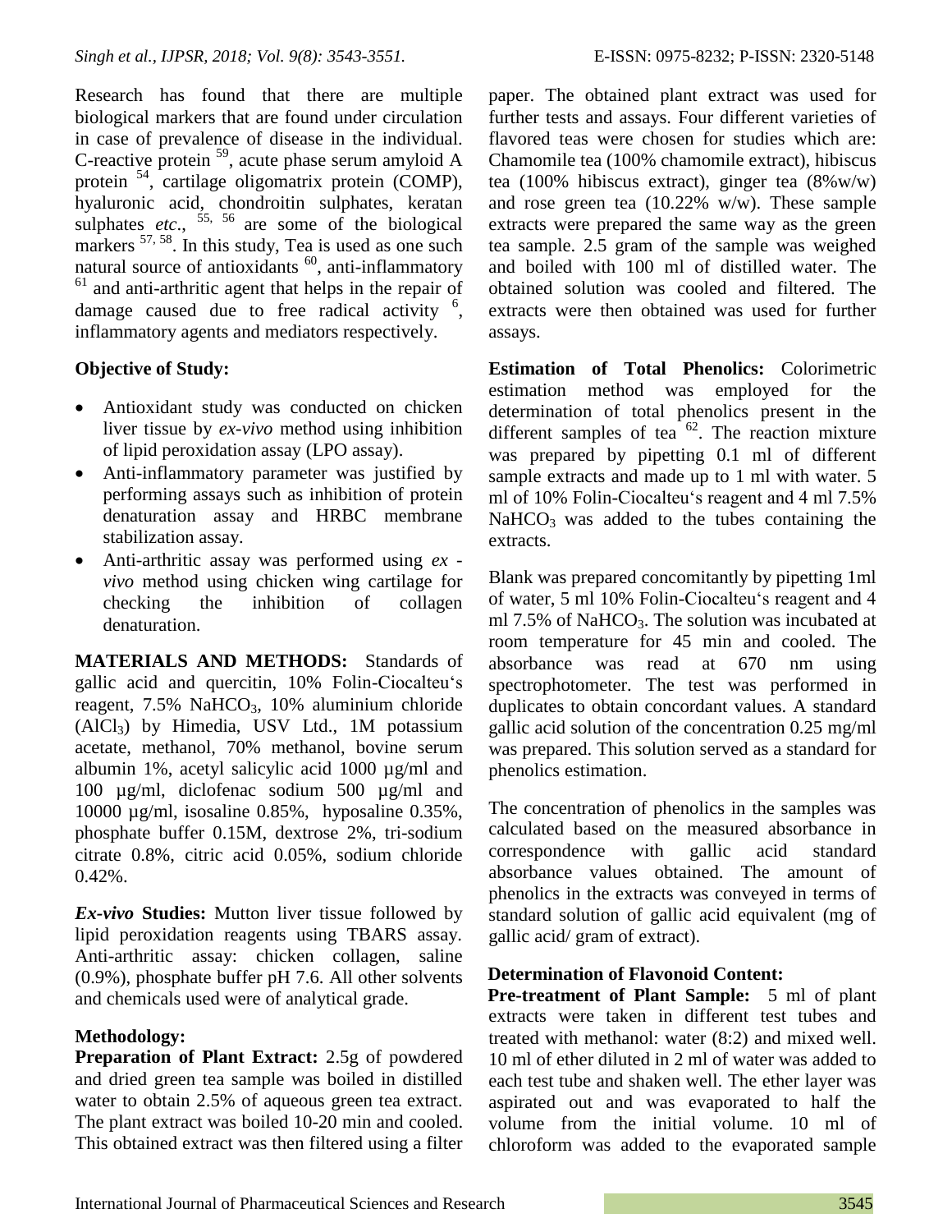Research has found that there are multiple biological markers that are found under circulation in case of prevalence of disease in the individual. C-reactive protein [59], acute phase serum amyloid A protein [54], cartilage oligomatrix protein (COMP), hyaluronic acid, chondroitin sulphates, keratan sulphates *etc*., [55, 56] are some of the biological markers [57, 58]. In this study, Tea is used as one such natural source of antioxidants [60], anti-inflammatory [61] and anti-arthritic agent that helps in the repair of damage caused due to free radical activity [6], inflammatory agents and mediators respectively.

**Objective of Study:**

- Antioxidant study was conducted on chicken liver tissue by *ex-vivo* method using inhibition of lipid peroxidation assay (LPO assay).
- Anti-inflammatory parameter was justified by performing assays such as inhibition of protein denaturation assay and HRBC membrane stabilization assay.
- Anti-arthritic assay was performed using *ex - vivo* method using chicken wing cartilage for checking the inhibition of collagen denaturation.

**MATERIALS AND METHODS:** Standards of gallic acid and quercitin, 10% Folin-Ciocalteu's reagent, 7.5% $NaHCO_3$, 10% aluminium chloride ($AlCl_3$) by Himedia, USV Ltd., 1M potassium acetate, methanol, 70% methanol, bovine serum albumin 1%, acetyl salicylic acid 1000 µg/ml and 100 µg/ml, diclofenac sodium 500 µg/ml and 10000 µg/ml, isosaline 0.85%, hyposaline 0.35%, phosphate buffer 0.15M, dextrose 2%, tri-sodium citrate 0.8%, citric acid 0.05%, sodium chloride 0.42%.

***Ex-vivo* Studies:** Mutton liver tissue followed by lipid peroxidation reagents using TBARS assay. Anti-arthritic assay: chicken collagen, saline (0.9%), phosphate buffer pH 7.6. All other solvents and chemicals used were of analytical grade.

**Methodology:**

**Preparation of Plant Extract:** 2.5g of powdered and dried green tea sample was boiled in distilled water to obtain 2.5% of aqueous green tea extract. The plant extract was boiled 10-20 min and cooled. This obtained extract was then filtered using a filter paper. The obtained plant extract was used for further tests and assays. Four different varieties of flavored teas were chosen for studies which are: Chamomile tea (100% chamomile extract), hibiscus tea (100% hibiscus extract), ginger tea (8%w/w) and rose green tea (10.22% w/w). These sample extracts were prepared the same way as the green tea sample. 2.5 gram of the sample was weighed and boiled with 100 ml of distilled water. The obtained solution was cooled and filtered. The extracts were then obtained was used for further assays.

**Estimation of Total Phenolics:** Colorimetric estimation method was employed for the determination of total phenolics present in the different samples of tea [62]. The reaction mixture was prepared by pipetting 0.1 ml of different sample extracts and made up to 1 ml with water. 5 ml of 10% Folin-Ciocalteu's reagent and 4 ml 7.5% $NaHCO_3$ was added to the tubes containing the extracts.

Blank was prepared concomitantly by pipetting 1ml of water, 5 ml 10% Folin-Ciocalteu's reagent and 4 ml 7.5% of $NaHCO_3$. The solution was incubated at room temperature for 45 min and cooled. The absorbance was read at 670 nm using spectrophotometer. The test was performed in duplicates to obtain concordant values. A standard gallic acid solution of the concentration 0.25 mg/ml was prepared. This solution served as a standard for phenolics estimation.

The concentration of phenolics in the samples was calculated based on the measured absorbance in correspondence with gallic acid standard absorbance values obtained. The amount of phenolics in the extracts was conveyed in terms of standard solution of gallic acid equivalent (mg of gallic acid/ gram of extract).

**Determination of Flavonoid Content:**

**Pre-treatment of Plant Sample:** 5 ml of plant extracts were taken in different test tubes and treated with methanol: water (8:2) and mixed well. 10 ml of ether diluted in 2 ml of water was added to each test tube and shaken well. The ether layer was aspirated out and was evaporated to half the volume from the initial volume. 10 ml of chloroform was added to the evaporated sample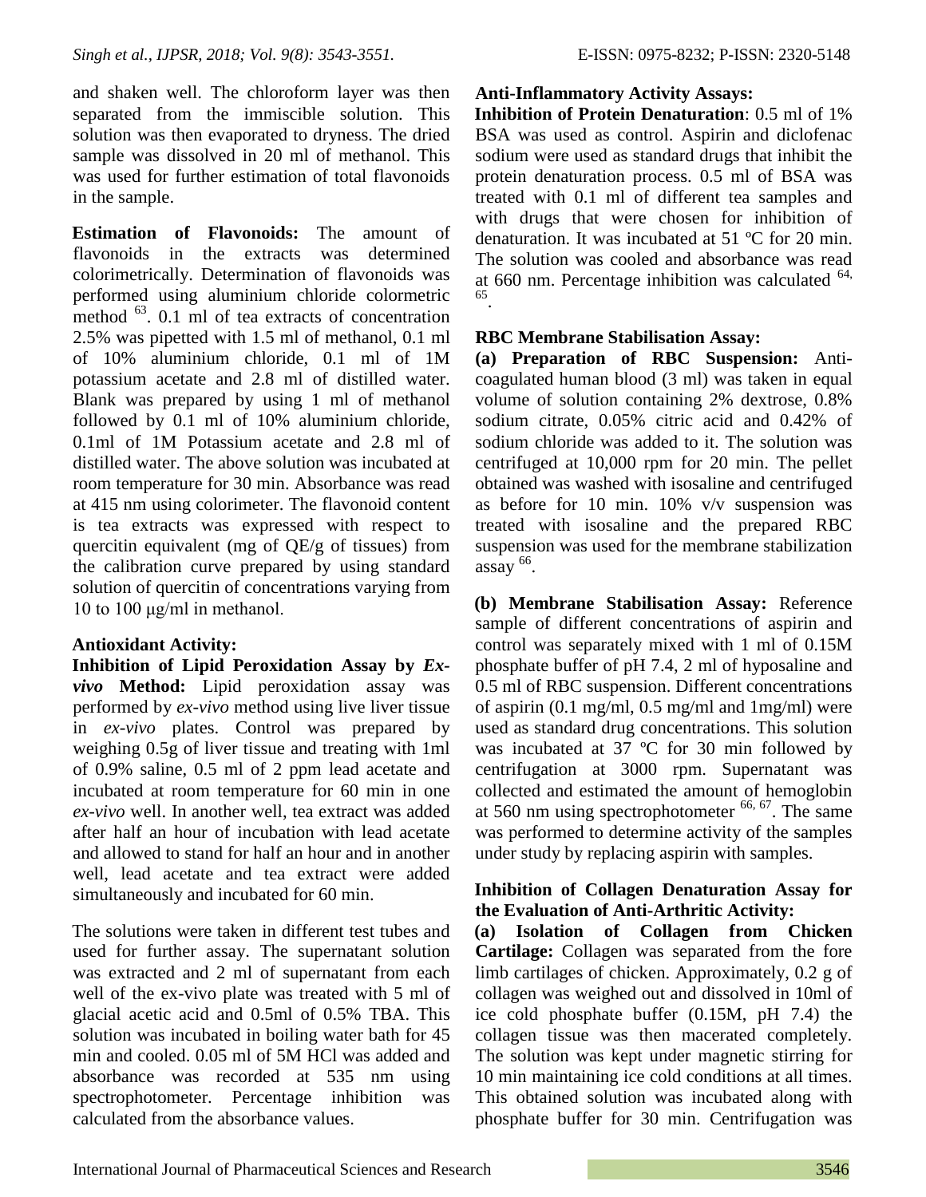and shaken well. The chloroform layer was then separated from the immiscible solution. This solution was then evaporated to dryness. The dried sample was dissolved in 20 ml of methanol. This was used for further estimation of total flavonoids in the sample.

**Estimation of Flavonoids:** The amount of flavonoids in the extracts was determined colorimetrically. Determination of flavonoids was performed using aluminium chloride colormetric method [63]. 0.1 ml of tea extracts of concentration 2.5% was pipetted with 1.5 ml of methanol, 0.1 ml of 10% aluminium chloride, 0.1 ml of 1M potassium acetate and 2.8 ml of distilled water. Blank was prepared by using 1 ml of methanol followed by 0.1 ml of 10% aluminium chloride, 0.1ml of 1M Potassium acetate and 2.8 ml of distilled water. The above solution was incubated at room temperature for 30 min. Absorbance was read at 415 nm using colorimeter. The flavonoid content is tea extracts was expressed with respect to quercitin equivalent (mg of QE/g of tissues) from the calibration curve prepared by using standard solution of quercitin of concentrations varying from 10 to 100 μg/ml in methanol.

**Antioxidant Activity:**

**Inhibition of Lipid Peroxidation Assay by *Ex-vivo* Method:** Lipid peroxidation assay was performed by *ex-vivo* method using live liver tissue in *ex-vivo* plates. Control was prepared by weighing 0.5g of liver tissue and treating with 1ml of 0.9% saline, 0.5 ml of 2 ppm lead acetate and incubated at room temperature for 60 min in one *ex-vivo* well. In another well, tea extract was added after half an hour of incubation with lead acetate and allowed to stand for half an hour and in another well, lead acetate and tea extract were added simultaneously and incubated for 60 min.

The solutions were taken in different test tubes and used for further assay. The supernatant solution was extracted and 2 ml of supernatant from each well of the ex-vivo plate was treated with 5 ml of glacial acetic acid and 0.5ml of 0.5% TBA. This solution was incubated in boiling water bath for 45 min and cooled. 0.05 ml of 5M HCl was added and absorbance was recorded at 535 nm using spectrophotometer. Percentage inhibition was calculated from the absorbance values.

**Anti-Inflammatory Activity Assays:**

**Inhibition of Protein Denaturation**: 0.5 ml of 1% BSA was used as control. Aspirin and diclofenac sodium were used as standard drugs that inhibit the protein denaturation process. 0.5 ml of BSA was treated with 0.1 ml of different tea samples and with drugs that were chosen for inhibition of denaturation. It was incubated at 51 ºC for 20 min. The solution was cooled and absorbance was read at 660 nm. Percentage inhibition was calculated [64, 65].

**RBC Membrane Stabilisation Assay:**

**(a) Preparation of RBC Suspension:** Anti-coagulated human blood (3 ml) was taken in equal volume of solution containing 2% dextrose, 0.8% sodium citrate, 0.05% citric acid and 0.42% of sodium chloride was added to it. The solution was centrifuged at 10,000 rpm for 20 min. The pellet obtained was washed with isosaline and centrifuged as before for 10 min. 10% v/v suspension was treated with isosaline and the prepared RBC suspension was used for the membrane stabilization assay [66].

**(b) Membrane Stabilisation Assay:** Reference sample of different concentrations of aspirin and control was separately mixed with 1 ml of 0.15M phosphate buffer of pH 7.4, 2 ml of hyposaline and 0.5 ml of RBC suspension. Different concentrations of aspirin (0.1 mg/ml, 0.5 mg/ml and 1mg/ml) were used as standard drug concentrations. This solution was incubated at 37 ºC for 30 min followed by centrifugation at 3000 rpm. Supernatant was collected and estimated the amount of hemoglobin at 560 nm using spectrophotometer [66, 67]. The same was performed to determine activity of the samples under study by replacing aspirin with samples.

**Inhibition of Collagen Denaturation Assay for the Evaluation of Anti-Arthritic Activity:**

**(a) Isolation of Collagen from Chicken Cartilage:** Collagen was separated from the fore limb cartilages of chicken. Approximately, 0.2 g of collagen was weighed out and dissolved in 10ml of ice cold phosphate buffer (0.15M, pH 7.4) the collagen tissue was then macerated completely. The solution was kept under magnetic stirring for 10 min maintaining ice cold conditions at all times. This obtained solution was incubated along with phosphate buffer for 30 min. Centrifugation was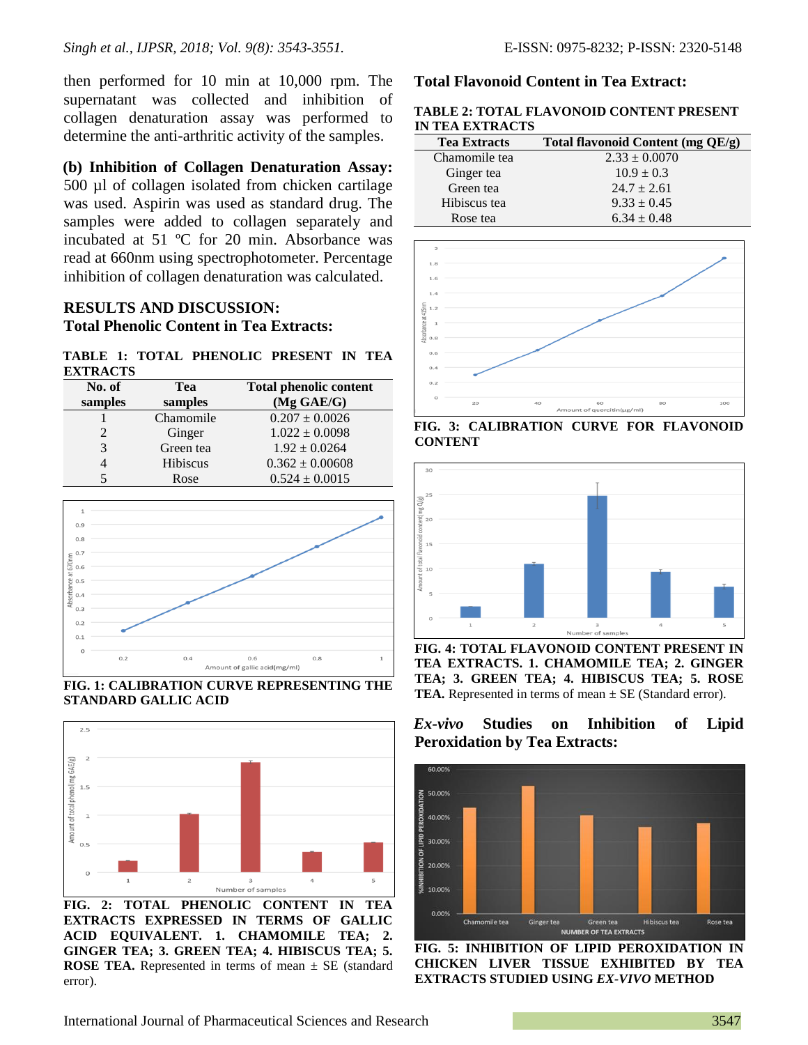then performed for 10 min at 10,000 rpm. The supernatant was collected and inhibition of collagen denaturation assay was performed to determine the anti-arthritic activity of the samples.

**(b) Inhibition of Collagen Denaturation Assay:** 500 µl of collagen isolated from chicken cartilage was used. Aspirin was used as standard drug. The samples were added to collagen separately and incubated at 51 ºC for 20 min. Absorbance was read at 660nm using spectrophotometer. Percentage inhibition of collagen denaturation was calculated.

## RESULTS AND DISCUSSION:

### Total Phenolic Content in Tea Extracts:

**TABLE 1: TOTAL PHENOLIC PRESENT IN TEA EXTRACTS**

| No. of samples | Tea samples | Total phenolic content (Mg GAE/G) |
|---|---|---|
| 1 | Chamomile | 0.207 ± 0.0026 |
| 2 | Ginger | 1.022 ± 0.0098 |
| 3 | Green tea | 1.92 ± 0.0264 |
| 4 | Hibiscus | 0.362 ± 0.00608 |
| 5 | Rose | 0.524 ± 0.0015 |

1
0.9
0.8
0.7
0.6
0.5
0.4
0.3
0.2
0.1
0
Absorbance at 670nm
0.2
0.4
0.6
0.8
1
Amount of gallic acid(mg/ml)

**FIG. 1: CALIBRATION CURVE REPRESENTING THE STANDARD GALLIC ACID**

2.5
2
1.5
1
0.5
0
Amount of total phenol(mg GAE/g)
1
2
3
4
5
Number of samples

**FIG. 2: TOTAL PHENOLIC CONTENT IN TEA EXTRACTS EXPRESSED IN TERMS OF GALLIC ACID EQUIVALENT. 1. CHAMOMILE TEA; 2. GINGER TEA; 3. GREEN TEA; 4. HIBISCUS TEA; 5. ROSE TEA.** Represented in terms of mean ± SE (standard error).

### Total Flavonoid Content in Tea Extract:

**TABLE 2: TOTAL FLAVONOID CONTENT PRESENT IN TEA EXTRACTS**

| Tea Extracts | Total flavonoid Content (mg QE/g) |
|---|---|
| Chamomile tea | 2.33 ± 0.0070 |
| Ginger tea | 10.9 ± 0.3 |
| Green tea | 24.7 ± 2.61 |
| Hibiscus tea | 9.33 ± 0.45 |
| Rose tea | 6.34 ± 0.48 |

2
1.8
1.6
1.4
1.2
1
0.8
0.6
0.4
0.2
0
Absorbance at 415nm
20
40
60
80
100
Amount of quercitin(µg/ml)

**FIG. 3: CALIBRATION CURVE FOR FLAVONOID CONTENT**

30
25
20
15
10
5
0
Amount of total flavonoid content(mg Q/g)
1
2
3
4
5
Number of samples

**FIG. 4: TOTAL FLAVONOID CONTENT PRESENT IN TEA EXTRACTS. 1. CHAMOMILE TEA; 2. GINGER TEA; 3. GREEN TEA; 4. HIBISCUS TEA; 5. ROSE TEA.** Represented in terms of mean ± SE (Standard error).

### *Ex-vivo* Studies on Inhibition of Lipid Peroxidation by Tea Extracts:

60.00%
50.00%
40.00%
30.00%
20.00%
10.00%
0.00%
%INHIBITION OF LIPID PEROXIDATION
Chamomile tea
Ginger tea
Green tea
Hibiscus tea
Rose tea
NUMBER OF TEA EXTRACTS

**FIG. 5: INHIBITION OF LIPID PEROXIDATION IN CHICKEN LIVER TISSUE EXHIBITED BY TEA EXTRACTS STUDIED USING *EX-VIVO* METHOD**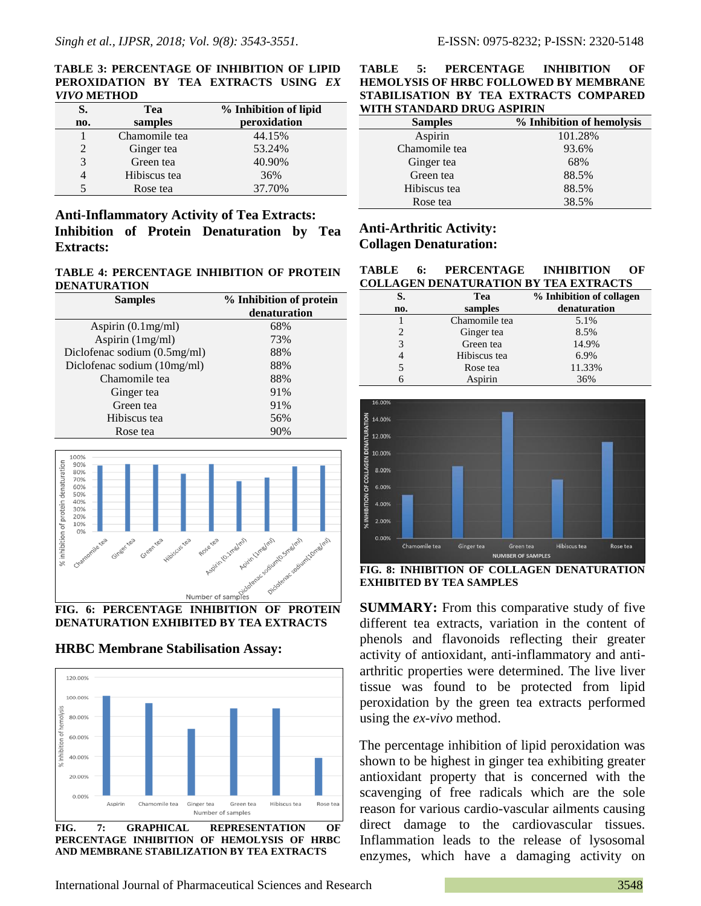**TABLE 3: PERCENTAGE OF INHIBITION OF LIPID PEROXIDATION BY TEA EXTRACTS USING *EX VIVO* METHOD**

| S. no. | Tea samples | % Inhibition of lipid peroxidation |
|---|---|---|
| 1 | Chamomile tea | 44.15% |
| 2 | Ginger tea | 53.24% |
| 3 | Green tea | 40.90% |
| 4 | Hibiscus tea | 36% |
| 5 | Rose tea | 37.70% |

**Anti-Inflammatory Activity of Tea Extracts: Inhibition of Protein Denaturation by Tea Extracts:**

**TABLE 4: PERCENTAGE INHIBITION OF PROTEIN DENATURATION**

| Samples | % Inhibition of protein denaturation |
|---|---|
| Aspirin (0.1mg/ml) | 68% |
| Aspirin (1mg/ml) | 73% |
| Diclofenac sodium (0.5mg/ml) | 88% |
| Diclofenac sodium (10mg/ml) | 88% |
| Chamomile tea | 88% |
| Ginger tea | 91% |
| Green tea | 91% |
| Hibiscus tea | 56% |
| Rose tea | 90% |

100%
90%
80%
70%
60%
50%
40%
30%
20%
10%
0%
% inhibition of protein denaturation
Chamomile tea
Ginger tea
Green tea
Hibiscus tea
Rose tea
Aspirin (0.1mg/ml)
Apirin (1mg/ml)
Diclofenac sodium(0.5mg/ml)
Diclofenac sodium(10mg/ml)
Number of samples

**FIG. 6: PERCENTAGE INHIBITION OF PROTEIN DENATURATION EXHIBITED BY TEA EXTRACTS**

**HRBC Membrane Stabilisation Assay:**

120.00%
100.00%
80.00%
60.00%
40.00%
20.00%
0.00%
% inhibition of hemolysis
Aspirin
Chamomile tea
Ginger tea
Green tea
Hibiscus tea
Rose tea
Number of samples

**FIG. 7: GRAPHICAL REPRESENTATION OF PERCENTAGE INHIBITION OF HEMOLYSIS OF HRBC AND MEMBRANE STABILIZATION BY TEA EXTRACTS**

**TABLE 5: PERCENTAGE INHIBITION OF HEMOLYSIS OF HRBC FOLLOWED BY MEMBRANE STABILISATION BY TEA EXTRACTS COMPARED WITH STANDARD DRUG ASPIRIN**

| Samples | % Inhibition of hemolysis |
|---|---|
| Aspirin | 101.28% |
| Chamomile tea | 93.6% |
| Ginger tea | 68% |
| Green tea | 88.5% |
| Hibiscus tea | 88.5% |
| Rose tea | 38.5% |

**Anti-Arthritic Activity: Collagen Denaturation:**

**TABLE 6: PERCENTAGE INHIBITION OF COLLAGEN DENATURATION BY TEA EXTRACTS**

| S. no. | Tea samples | % Inhibition of collagen denaturation |
|---|---|---|
| 1 | Chamomile tea | 5.1% |
| 2 | Ginger tea | 8.5% |
| 3 | Green tea | 14.9% |
| 4 | Hibiscus tea | 6.9% |
| 5 | Rose tea | 11.33% |
| 6 | Aspirin | 36% |

16.00%
14.00%
12.00%
10.00%
8.00%
6.00%
4.00%
2.00%
0.00%
% INHIBITION OF COLLAGEN DENATURATION
Chamomile tea
Ginger tea
Green tea
Hibiscus tea
Rose tea
NUMBER OF SAMPLES

**FIG. 8: INHIBITION OF COLLAGEN DENATURATION EXHIBITED BY TEA SAMPLES**

**SUMMARY:** From this comparative study of five different tea extracts, variation in the content of phenols and flavonoids reflecting their greater activity of antioxidant, anti-inflammatory and anti-arthritic properties were determined. The live liver tissue was found to be protected from lipid peroxidation by the green tea extracts performed using the *ex-vivo* method.

The percentage inhibition of lipid peroxidation was shown to be highest in ginger tea exhibiting greater antioxidant property that is concerned with the scavenging of free radicals which are the sole reason for various cardio-vascular ailments causing direct damage to the cardiovascular tissues. Inflammation leads to the release of lysosomal enzymes, which have a damaging activity on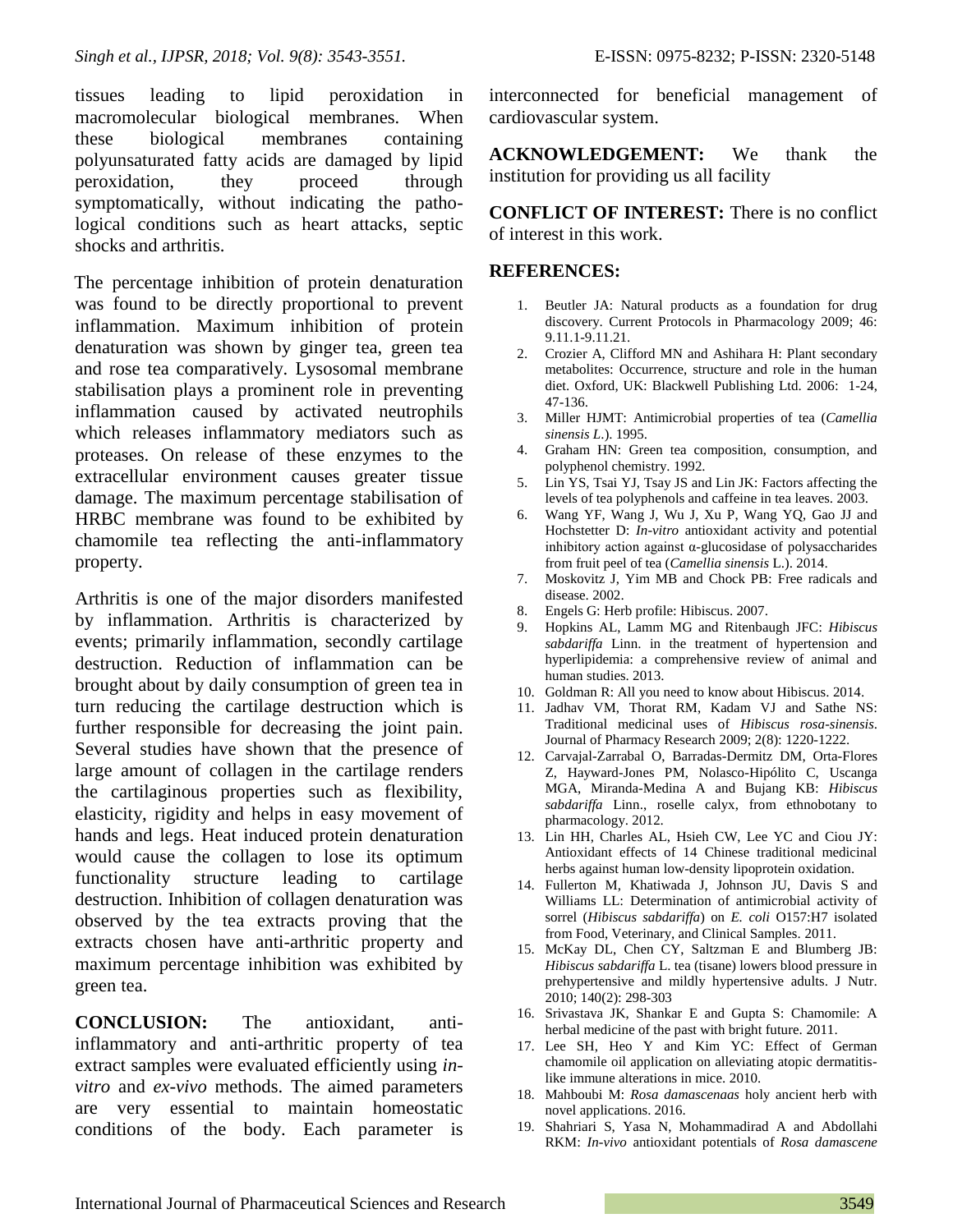tissues leading to lipid peroxidation in macromolecular biological membranes. When these biological membranes containing polyunsaturated fatty acids are damaged by lipid peroxidation, they proceed through symptomatically, without indicating the pathological conditions such as heart attacks, septic shocks and arthritis.

The percentage inhibition of protein denaturation was found to be directly proportional to prevent inflammation. Maximum inhibition of protein denaturation was shown by ginger tea, green tea and rose tea comparatively. Lysosomal membrane stabilisation plays a prominent role in preventing inflammation caused by activated neutrophils which releases inflammatory mediators such as proteases. On release of these enzymes to the extracellular environment causes greater tissue damage. The maximum percentage stabilisation of HRBC membrane was found to be exhibited by chamomile tea reflecting the anti-inflammatory property.

Arthritis is one of the major disorders manifested by inflammation. Arthritis is characterized by events; primarily inflammation, secondly cartilage destruction. Reduction of inflammation can be brought about by daily consumption of green tea in turn reducing the cartilage destruction which is further responsible for decreasing the joint pain. Several studies have shown that the presence of large amount of collagen in the cartilage renders the cartilaginous properties such as flexibility, elasticity, rigidity and helps in easy movement of hands and legs. Heat induced protein denaturation would cause the collagen to lose its optimum functionality structure leading to cartilage destruction. Inhibition of collagen denaturation was observed by the tea extracts proving that the extracts chosen have anti-arthritic property and maximum percentage inhibition was exhibited by green tea.

**CONCLUSION:** The antioxidant, anti-inflammatory and anti-arthritic property of tea extract samples were evaluated efficiently using *in-vitro* and *ex-vivo* methods. The aimed parameters are very essential to maintain homeostatic conditions of the body. Each parameter is interconnected for beneficial management of cardiovascular system.

**ACKNOWLEDGEMENT:** We thank the institution for providing us all facility

**CONFLICT OF INTEREST:** There is no conflict of interest in this work.

## REFERENCES:

1. Beutler JA: Natural products as a foundation for drug discovery. Current Protocols in Pharmacology 2009; 46: 9.11.1-9.11.21.
2. Crozier A, Clifford MN and Ashihara H: Plant secondary metabolites: Occurrence, structure and role in the human diet. Oxford, UK: Blackwell Publishing Ltd. 2006: 1-24, 47-136.
3. Miller HJMT: Antimicrobial properties of tea (*Camellia sinensis L.*). 1995.
4. Graham HN: Green tea composition, consumption, and polyphenol chemistry. 1992.
5. Lin YS, Tsai YJ, Tsay JS and Lin JK: Factors affecting the levels of tea polyphenols and caffeine in tea leaves. 2003.
6. Wang YF, Wang J, Wu J, Xu P, Wang YQ, Gao JJ and Hochstetter D: *In-vitro* antioxidant activity and potential inhibitory action against α-glucosidase of polysaccharides from fruit peel of tea (*Camellia sinensis* L.). 2014.
7. Moskovitz J, Yim MB and Chock PB: Free radicals and disease. 2002.
8. Engels G: Herb profile: Hibiscus. 2007.
9. Hopkins AL, Lamm MG and Ritenbaugh JFC: *Hibiscus sabdariffa* Linn. in the treatment of hypertension and hyperlipidemia: a comprehensive review of animal and human studies. 2013.
10. Goldman R: All you need to know about Hibiscus. 2014.
11. Jadhav VM, Thorat RM, Kadam VJ and Sathe NS: Traditional medicinal uses of *Hibiscus rosa-sinensis*. Journal of Pharmacy Research 2009; 2(8): 1220-1222.
12. Carvajal-Zarrabal O, Barradas-Dermitz DM, Orta-Flores Z, Hayward-Jones PM, Nolasco-Hipólito C, Uscanga MGA, Miranda-Medina A and Bujang KB: *Hibiscus sabdariffa* Linn., roselle calyx, from ethnobotany to pharmacology. 2012.
13. Lin HH, Charles AL, Hsieh CW, Lee YC and Ciou JY: Antioxidant effects of 14 Chinese traditional medicinal herbs against human low-density lipoprotein oxidation.
14. Fullerton M, Khatiwada J, Johnson JU, Davis S and Williams LL: Determination of antimicrobial activity of sorrel (*Hibiscus sabdariffa*) on *E. coli* O157:H7 isolated from Food, Veterinary, and Clinical Samples. 2011.
15. McKay DL, Chen CY, Saltzman E and Blumberg JB: *Hibiscus sabdariffa* L. tea (tisane) lowers blood pressure in prehypertensive and mildly hypertensive adults. J Nutr. 2010; 140(2): 298-303
16. Srivastava JK, Shankar E and Gupta S: Chamomile: A herbal medicine of the past with bright future. 2011.
17. Lee SH, Heo Y and Kim YC: Effect of German chamomile oil application on alleviating atopic dermatitis-like immune alterations in mice. 2010.
18. Mahboubi M: *Rosa damascenaas* holy ancient herb with novel applications. 2016.
19. Shahriari S, Yasa N, Mohammadirad A and Abdollahi RKM: *In-vivo* antioxidant potentials of *Rosa damascene*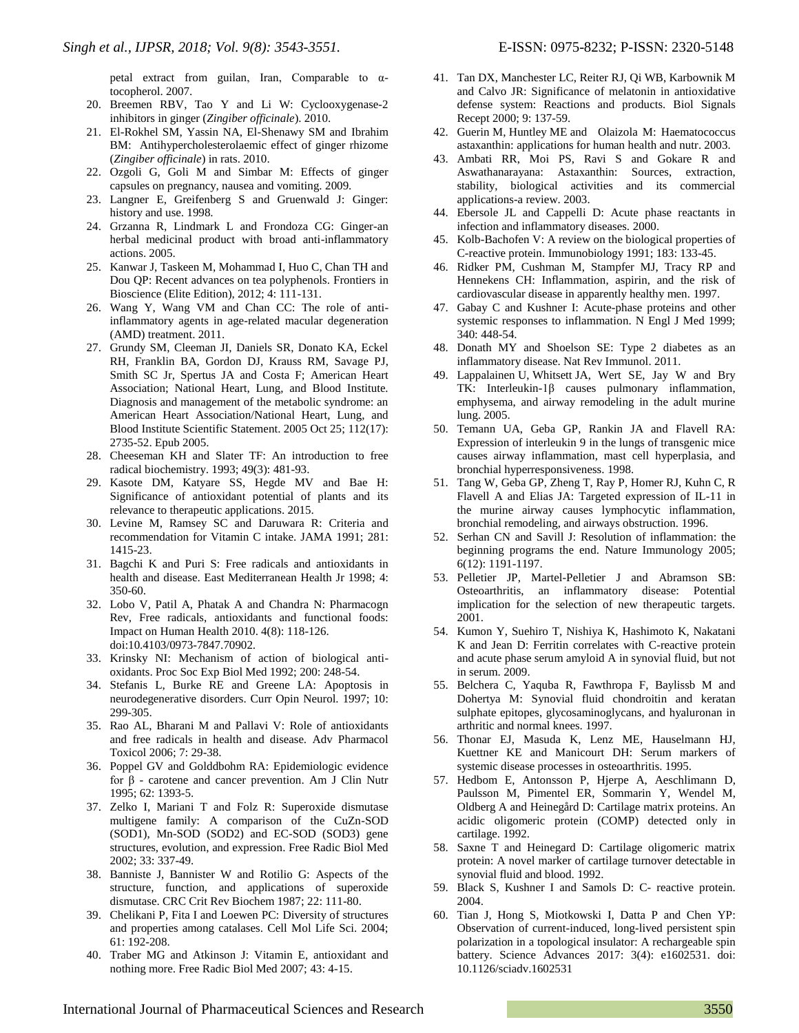petal extract from guilan, Iran, Comparable to α-tocopherol. 2007.

20. Breemen RBV, Tao Y and Li W: Cyclooxygenase-2 inhibitors in ginger (*Zingiber officinale*). 2010.
21. El-Rokhel SM, Yassin NA, El-Shenawy SM and Ibrahim BM: Antihypercholesterolaemic effect of ginger rhizome (*Zingiber officinale*) in rats. 2010.
22. Ozgoli G, Goli M and Simbar M: Effects of ginger capsules on pregnancy, nausea and vomiting. 2009.
23. Langner E, Greifenberg S and Gruenwald J: Ginger: history and use. 1998.
24. Grzanna R, Lindmark L and Frondoza CG: Ginger-an herbal medicinal product with broad anti-inflammatory actions. 2005.
25. Kanwar J, Taskeen M, Mohammad I, Huo C, Chan TH and Dou QP: Recent advances on tea polyphenols. Frontiers in Bioscience (Elite Edition), 2012; 4: 111-131.
26. Wang Y, Wang VM and Chan CC: The role of anti-inflammatory agents in age-related macular degeneration (AMD) treatment. 2011.
27. Grundy SM, Cleeman JI, Daniels SR, Donato KA, Eckel RH, Franklin BA, Gordon DJ, Krauss RM, Savage PJ, Smith SC Jr, Spertus JA and Costa F; American Heart Association; National Heart, Lung, and Blood Institute. Diagnosis and management of the metabolic syndrome: an American Heart Association/National Heart, Lung, and Blood Institute Scientific Statement. 2005 Oct 25; 112(17): 2735-52. Epub 2005.
28. Cheeseman KH and Slater TF: An introduction to free radical biochemistry. 1993; 49(3): 481-93.
29. Kasote DM, Katyare SS, Hegde MV and Bae H: Significance of antioxidant potential of plants and its relevance to therapeutic applications. 2015.
30. Levine M, Ramsey SC and Daruwara R: Criteria and recommendation for Vitamin C intake. JAMA 1991; 281: 1415-23.
31. Bagchi K and Puri S: Free radicals and antioxidants in health and disease. East Mediterranean Health Jr 1998; 4: 350-60.
32. Lobo V, Patil A, Phatak A and Chandra N: Pharmacogn Rev, Free radicals, antioxidants and functional foods: Impact on Human Health 2010. 4(8): 118-126. doi:10.4103/0973-7847.70902.
33. Krinsky NI: Mechanism of action of biological anti-oxidants. Proc Soc Exp Biol Med 1992; 200: 248-54.
34. Stefanis L, Burke RE and Greene LA: Apoptosis in neurodegenerative disorders. Curr Opin Neurol. 1997; 10: 299-305.
35. Rao AL, Bharani M and Pallavi V: Role of antioxidants and free radicals in health and disease. Adv Pharmacol Toxicol 2006; 7: 29-38.
36. Poppel GV and Golddbohm RA: Epidemiologic evidence for β - carotene and cancer prevention. Am J Clin Nutr 1995; 62: 1393-5.
37. Zelko I, Mariani T and Folz R: Superoxide dismutase multigene family: A comparison of the CuZn-SOD (SOD1), Mn-SOD (SOD2) and EC-SOD (SOD3) gene structures, evolution, and expression. Free Radic Biol Med 2002; 33: 337-49.
38. Banniste J, Bannister W and Rotilio G: Aspects of the structure, function, and applications of superoxide dismutase. CRC Crit Rev Biochem 1987; 22: 111-80.
39. Chelikani P, Fita I and Loewen PC: Diversity of structures and properties among catalases. Cell Mol Life Sci. 2004; 61: 192-208.
40. Traber MG and Atkinson J: Vitamin E, antioxidant and nothing more. Free Radic Biol Med 2007; 43: 4-15.
41. Tan DX, Manchester LC, Reiter RJ, Qi WB, Karbownik M and Calvo JR: Significance of melatonin in antioxidative defense system: Reactions and products. Biol Signals Recept 2000; 9: 137-59.
42. Guerin M, Huntley ME and Olaizola M: Haematococcus astaxanthin: applications for human health and nutr. 2003.
43. Ambati RR, Moi PS, Ravi S and Gokare R and Aswathanarayana: Astaxanthin: Sources, extraction, stability, biological activities and its commercial applications-a review. 2003.
44. Ebersole JL and Cappelli D: Acute phase reactants in infection and inflammatory diseases. 2000.
45. Kolb-Bachofen V: A review on the biological properties of C-reactive protein. Immunobiology 1991; 183: 133-45.
46. Ridker PM, Cushman M, Stampfer MJ, Tracy RP and Hennekens CH: Inflammation, aspirin, and the risk of cardiovascular disease in apparently healthy men. 1997.
47. Gabay C and Kushner I: Acute-phase proteins and other systemic responses to inflammation. N Engl J Med 1999; 340: 448-54.
48. Donath MY and Shoelson SE: Type 2 diabetes as an inflammatory disease. Nat Rev Immunol. 2011.
49. Lappalainen U, Whitsett JA, Wert SE, Jay W and Bry TK: Interleukin-1β causes pulmonary inflammation, emphysema, and airway remodeling in the adult murine lung. 2005.
50. Temann UA, Geba GP, Rankin JA and Flavell RA: Expression of interleukin 9 in the lungs of transgenic mice causes airway inflammation, mast cell hyperplasia, and bronchial hyperresponsiveness. 1998.
51. Tang W, Geba GP, Zheng T, Ray P, Homer RJ, Kuhn C, R Flavell A and Elias JA: Targeted expression of IL-11 in the murine airway causes lymphocytic inflammation, bronchial remodeling, and airways obstruction. 1996.
52. Serhan CN and Savill J: Resolution of inflammation: the beginning programs the end. Nature Immunology 2005; 6(12): 1191-1197.
53. Pelletier JP, Martel-Pelletier J and Abramson SB: Osteoarthritis, an inflammatory disease: Potential implication for the selection of new therapeutic targets. 2001.
54. Kumon Y, Suehiro T, Nishiya K, Hashimoto K, Nakatani K and Jean D: Ferritin correlates with C-reactive protein and acute phase serum amyloid A in synovial fluid, but not in serum. 2009.
55. Belchera C, Yaquba R, Fawthropa F, Baylissb M and Dohertya M: Synovial fluid chondroitin and keratan sulphate epitopes, glycosaminoglycans, and hyaluronan in arthritic and normal knees. 1997.
56. Thonar EJ, Masuda K, Lenz ME, Hauselmann HJ, Kuettner KE and Manicourt DH: Serum markers of systemic disease processes in osteoarthritis. 1995.
57. Hedbom E, Antonsson P, Hjerpe A, Aeschlimann D, Paulsson M, Pimentel ER, Sommarin Y, Wendel M, Oldberg A and Heinegård D: Cartilage matrix proteins. An acidic oligomeric protein (COMP) detected only in cartilage. 1992.
58. Saxne T and Heinegard D: Cartilage oligomeric matrix protein: A novel marker of cartilage turnover detectable in synovial fluid and blood. 1992.
59. Black S, Kushner I and Samols D: C- reactive protein. 2004.
60. Tian J, Hong S, Miotkowski I, Datta P and Chen YP: Observation of current-induced, long-lived persistent spin polarization in a topological insulator: A rechargeable spin battery. Science Advances 2017: 3(4): e1602531. doi: 10.1126/sciadv.1602531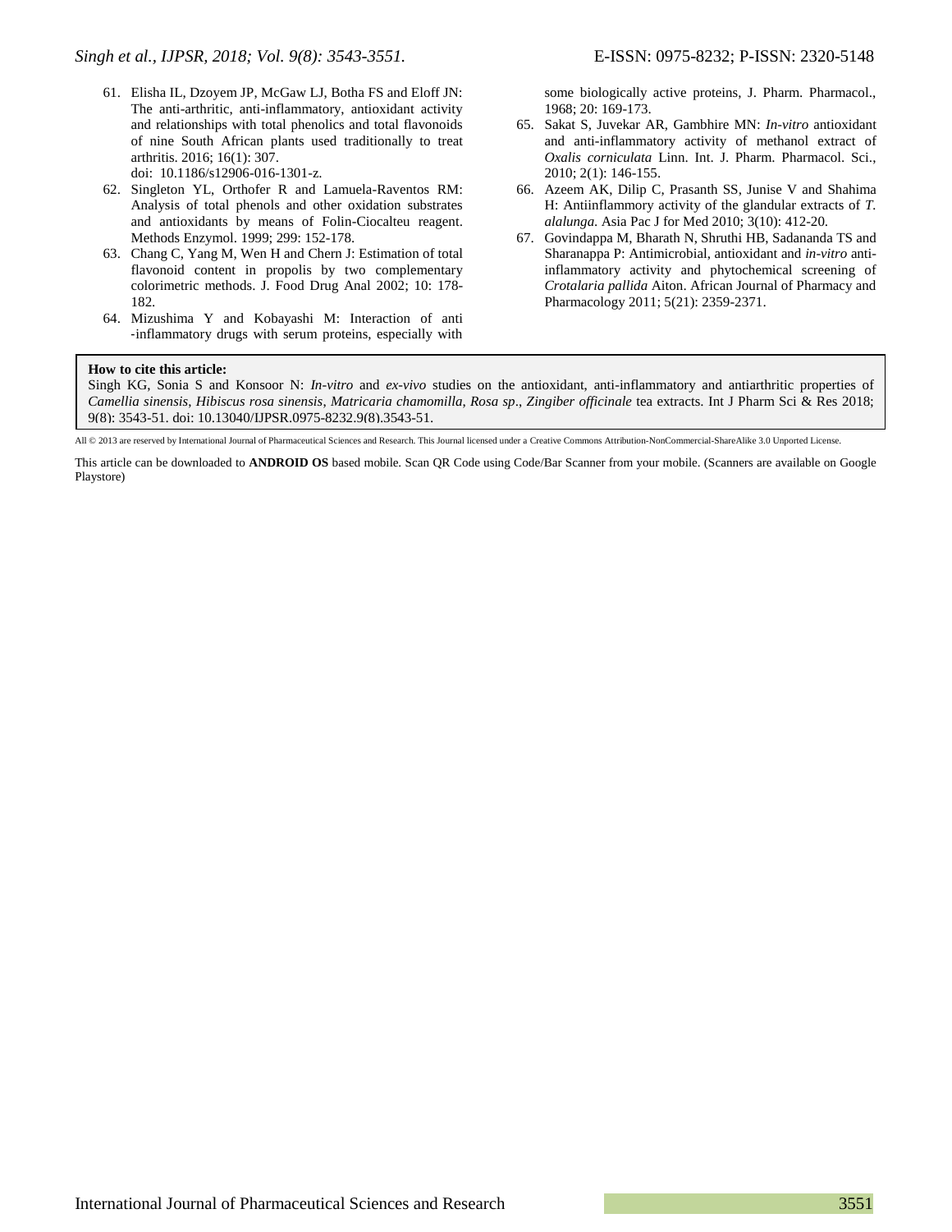61. Elisha IL, Dzoyem JP, McGaw LJ, Botha FS and Eloff JN: The anti-arthritic, anti-inflammatory, antioxidant activity and relationships with total phenolics and total flavonoids of nine South African plants used traditionally to treat arthritis. 2016; 16(1): 307. doi: 10.1186/s12906-016-1301-z.
62. Singleton YL, Orthofer R and Lamuela-Raventos RM: Analysis of total phenols and other oxidation substrates and antioxidants by means of Folin-Ciocalteu reagent. Methods Enzymol. 1999; 299: 152-178.
63. Chang C, Yang M, Wen H and Chern J: Estimation of total flavonoid content in propolis by two complementary colorimetric methods. J. Food Drug Anal 2002; 10: 178-182.
64. Mizushima Y and Kobayashi M: Interaction of anti -inflammatory drugs with serum proteins, especially with some biologically active proteins, J. Pharm. Pharmacol., 1968; 20: 169-173.
65. Sakat S, Juvekar AR, Gambhire MN: *In-vitro* antioxidant and anti-inflammatory activity of methanol extract of *Oxalis corniculata* Linn. Int. J. Pharm. Pharmacol. Sci., 2010; 2(1): 146-155.
66. Azeem AK, Dilip C, Prasanth SS, Junise V and Shahima H: Antiinflammory activity of the glandular extracts of *T. alalunga*. Asia Pac J for Med 2010; 3(10): 412-20.
67. Govindappa M, Bharath N, Shruthi HB, Sadananda TS and Sharanappa P: Antimicrobial, antioxidant and *in-vitro* anti-inflammatory activity and phytochemical screening of *Crotalaria pallida* Aiton. African Journal of Pharmacy and Pharmacology 2011; 5(21): 2359-2371.

**How to cite this article:**

Singh KG, Sonia S and Konsoor N: *In-vitro* and *ex-vivo* studies on the antioxidant, anti-inflammatory and antiarthritic properties of *Camellia sinensis*, *Hibiscus rosa sinensis*, *Matricaria chamomilla*, *Rosa sp*., *Zingiber officinale* tea extracts. Int J Pharm Sci & Res 2018; 9(8): 3543-51. doi: 10.13040/IJPSR.0975-8232.9(8).3543-51.

All © 2013 are reserved by International Journal of Pharmaceutical Sciences and Research. This Journal licensed under a Creative Commons Attribution-NonCommercial-ShareAlike 3.0 Unported License.

This article can be downloaded to **ANDROID OS** based mobile. Scan QR Code using Code/Bar Scanner from your mobile. (Scanners are available on Google Playstore)